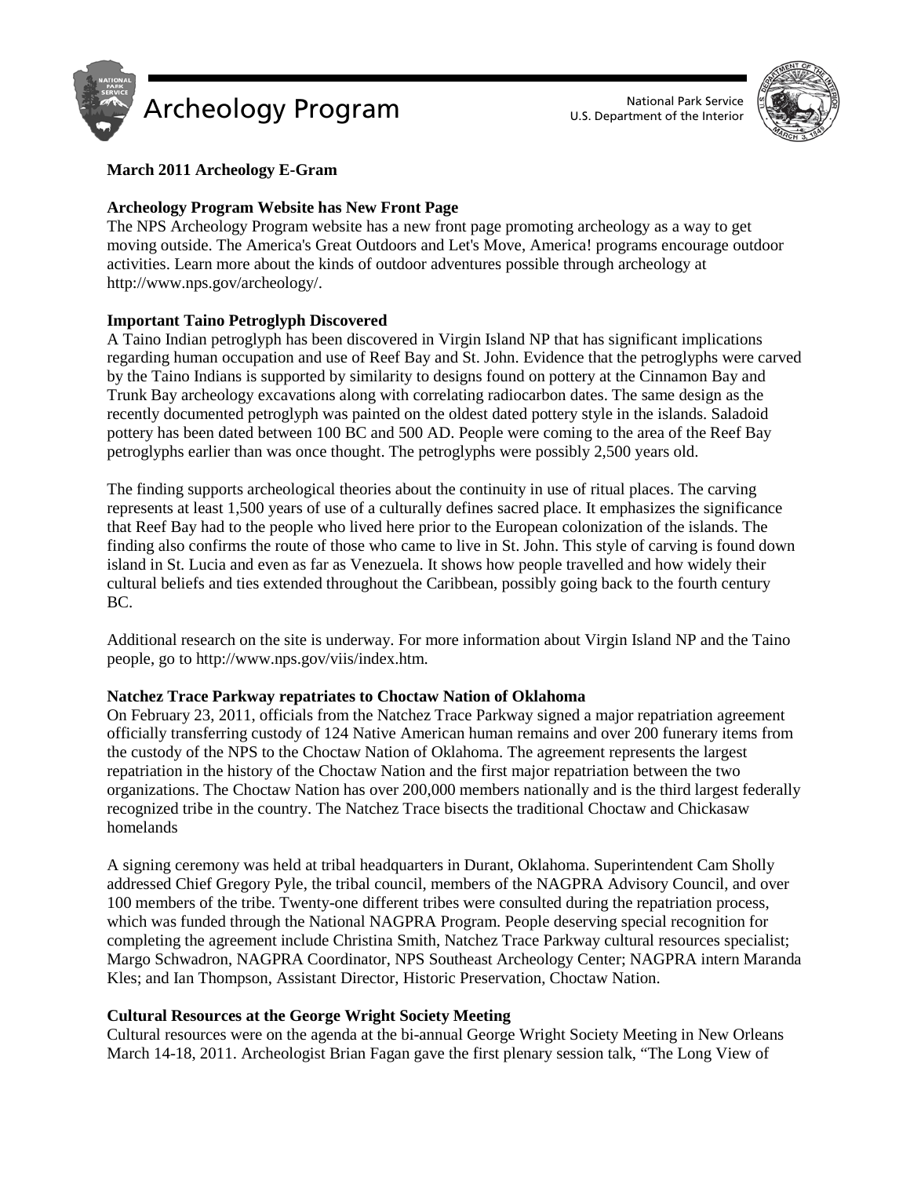# Archeology Program

National Park Service
U.S. Department of the Interior

**March 2011 Archeology E-Gram**

**Archeology Program Website has New Front Page**

The NPS Archeology Program website has a new front page promoting archeology as a way to get moving outside. The America's Great Outdoors and Let's Move, America! programs encourage outdoor activities. Learn more about the kinds of outdoor adventures possible through archeology at http://www.nps.gov/archeology/.

**Important Taino Petroglyph Discovered**

A Taino Indian petroglyph has been discovered in Virgin Island NP that has significant implications regarding human occupation and use of Reef Bay and St. John. Evidence that the petroglyphs were carved by the Taino Indians is supported by similarity to designs found on pottery at the Cinnamon Bay and Trunk Bay archeology excavations along with correlating radiocarbon dates. The same design as the recently documented petroglyph was painted on the oldest dated pottery style in the islands. Saladoid pottery has been dated between 100 BC and 500 AD. People were coming to the area of the Reef Bay petroglyphs earlier than was once thought. The petroglyphs were possibly 2,500 years old.

The finding supports archeological theories about the continuity in use of ritual places. The carving represents at least 1,500 years of use of a culturally defines sacred place. It emphasizes the significance that Reef Bay had to the people who lived here prior to the European colonization of the islands. The finding also confirms the route of those who came to live in St. John. This style of carving is found down island in St. Lucia and even as far as Venezuela. It shows how people travelled and how widely their cultural beliefs and ties extended throughout the Caribbean, possibly going back to the fourth century BC.

Additional research on the site is underway. For more information about Virgin Island NP and the Taino people, go to http://www.nps.gov/viis/index.htm.

**Natchez Trace Parkway repatriates to Choctaw Nation of Oklahoma**

On February 23, 2011, officials from the Natchez Trace Parkway signed a major repatriation agreement officially transferring custody of 124 Native American human remains and over 200 funerary items from the custody of the NPS to the Choctaw Nation of Oklahoma. The agreement represents the largest repatriation in the history of the Choctaw Nation and the first major repatriation between the two organizations. The Choctaw Nation has over 200,000 members nationally and is the third largest federally recognized tribe in the country. The Natchez Trace bisects the traditional Choctaw and Chickasaw homelands

A signing ceremony was held at tribal headquarters in Durant, Oklahoma. Superintendent Cam Sholly addressed Chief Gregory Pyle, the tribal council, members of the NAGPRA Advisory Council, and over 100 members of the tribe. Twenty-one different tribes were consulted during the repatriation process, which was funded through the National NAGPRA Program. People deserving special recognition for completing the agreement include Christina Smith, Natchez Trace Parkway cultural resources specialist; Margo Schwadron, NAGPRA Coordinator, NPS Southeast Archeology Center; NAGPRA intern Maranda Kles; and Ian Thompson, Assistant Director, Historic Preservation, Choctaw Nation.

**Cultural Resources at the George Wright Society Meeting**

Cultural resources were on the agenda at the bi-annual George Wright Society Meeting in New Orleans March 14-18, 2011. Archeologist Brian Fagan gave the first plenary session talk, "The Long View of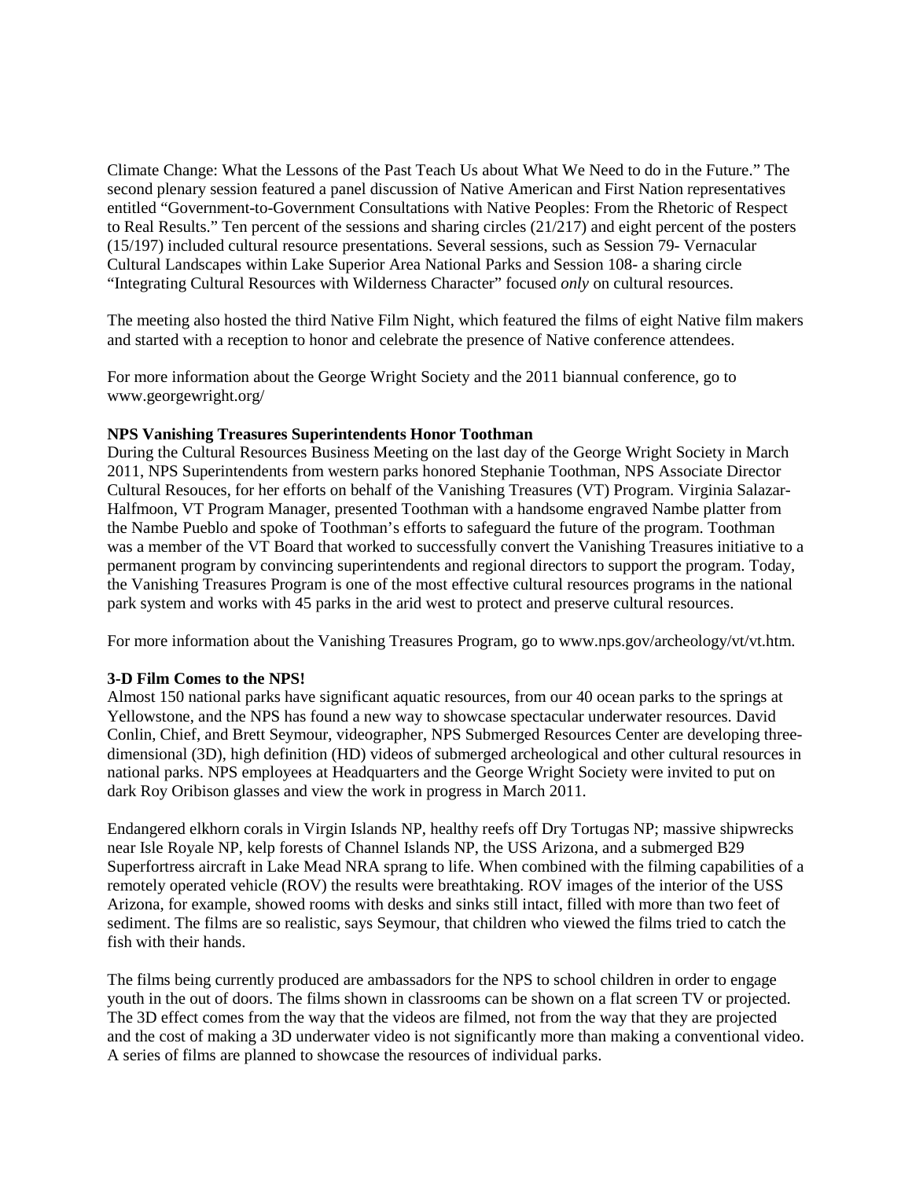Climate Change: What the Lessons of the Past Teach Us about What We Need to do in the Future." The second plenary session featured a panel discussion of Native American and First Nation representatives entitled "Government-to-Government Consultations with Native Peoples: From the Rhetoric of Respect to Real Results." Ten percent of the sessions and sharing circles (21/217) and eight percent of the posters (15/197) included cultural resource presentations. Several sessions, such as Session 79- Vernacular Cultural Landscapes within Lake Superior Area National Parks and Session 108- a sharing circle "Integrating Cultural Resources with Wilderness Character" focused *only* on cultural resources.

The meeting also hosted the third Native Film Night, which featured the films of eight Native film makers and started with a reception to honor and celebrate the presence of Native conference attendees.

For more information about the George Wright Society and the 2011 biannual conference, go to www.georgewright.org/

**NPS Vanishing Treasures Superintendents Honor Toothman**

During the Cultural Resources Business Meeting on the last day of the George Wright Society in March 2011, NPS Superintendents from western parks honored Stephanie Toothman, NPS Associate Director Cultural Resouces, for her efforts on behalf of the Vanishing Treasures (VT) Program. Virginia Salazar-Halfmoon, VT Program Manager, presented Toothman with a handsome engraved Nambe platter from the Nambe Pueblo and spoke of Toothman's efforts to safeguard the future of the program. Toothman was a member of the VT Board that worked to successfully convert the Vanishing Treasures initiative to a permanent program by convincing superintendents and regional directors to support the program. Today, the Vanishing Treasures Program is one of the most effective cultural resources programs in the national park system and works with 45 parks in the arid west to protect and preserve cultural resources.

For more information about the Vanishing Treasures Program, go to www.nps.gov/archeology/vt/vt.htm.

**3-D Film Comes to the NPS!**

Almost 150 national parks have significant aquatic resources, from our 40 ocean parks to the springs at Yellowstone, and the NPS has found a new way to showcase spectacular underwater resources. David Conlin, Chief, and Brett Seymour, videographer, NPS Submerged Resources Center are developing three-dimensional (3D), high definition (HD) videos of submerged archeological and other cultural resources in national parks. NPS employees at Headquarters and the George Wright Society were invited to put on dark Roy Oribison glasses and view the work in progress in March 2011.

Endangered elkhorn corals in Virgin Islands NP, healthy reefs off Dry Tortugas NP; massive shipwrecks near Isle Royale NP, kelp forests of Channel Islands NP, the USS Arizona, and a submerged B29 Superfortress aircraft in Lake Mead NRA sprang to life. When combined with the filming capabilities of a remotely operated vehicle (ROV) the results were breathtaking. ROV images of the interior of the USS Arizona, for example, showed rooms with desks and sinks still intact, filled with more than two feet of sediment. The films are so realistic, says Seymour, that children who viewed the films tried to catch the fish with their hands.

The films being currently produced are ambassadors for the NPS to school children in order to engage youth in the out of doors. The films shown in classrooms can be shown on a flat screen TV or projected. The 3D effect comes from the way that the videos are filmed, not from the way that they are projected and the cost of making a 3D underwater video is not significantly more than making a conventional video. A series of films are planned to showcase the resources of individual parks.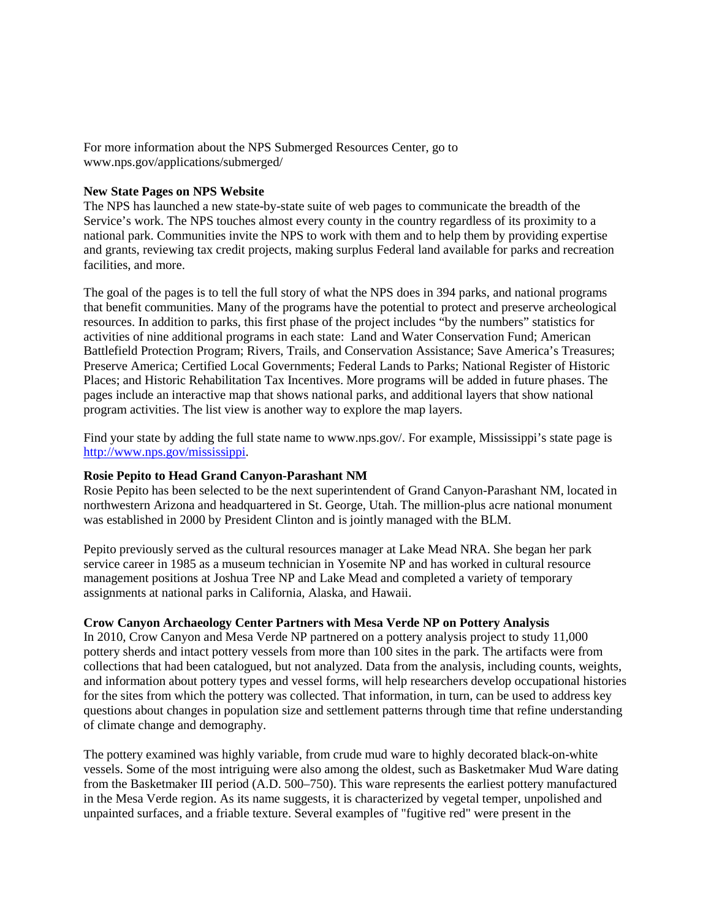For more information about the NPS Submerged Resources Center, go to www.nps.gov/applications/submerged/

**New State Pages on NPS Website**

The NPS has launched a new state-by-state suite of web pages to communicate the breadth of the Service's work. The NPS touches almost every county in the country regardless of its proximity to a national park. Communities invite the NPS to work with them and to help them by providing expertise and grants, reviewing tax credit projects, making surplus Federal land available for parks and recreation facilities, and more.

The goal of the pages is to tell the full story of what the NPS does in 394 parks, and national programs that benefit communities. Many of the programs have the potential to protect and preserve archeological resources. In addition to parks, this first phase of the project includes "by the numbers" statistics for activities of nine additional programs in each state: Land and Water Conservation Fund; American Battlefield Protection Program; Rivers, Trails, and Conservation Assistance; Save America's Treasures; Preserve America; Certified Local Governments; Federal Lands to Parks; National Register of Historic Places; and Historic Rehabilitation Tax Incentives. More programs will be added in future phases. The pages include an interactive map that shows national parks, and additional layers that show national program activities. The list view is another way to explore the map layers.

Find your state by adding the full state name to www.nps.gov/. For example, Mississippi's state page is [http://www.nps.gov/mississippi](http://www.nps.gov/mississippi).

**Rosie Pepito to Head Grand Canyon-Parashant NM**

Rosie Pepito has been selected to be the next superintendent of Grand Canyon-Parashant NM, located in northwestern Arizona and headquartered in St. George, Utah. The million-plus acre national monument was established in 2000 by President Clinton and is jointly managed with the BLM.

Pepito previously served as the cultural resources manager at Lake Mead NRA. She began her park service career in 1985 as a museum technician in Yosemite NP and has worked in cultural resource management positions at Joshua Tree NP and Lake Mead and completed a variety of temporary assignments at national parks in California, Alaska, and Hawaii.

**Crow Canyon Archaeology Center Partners with Mesa Verde NP on Pottery Analysis**

In 2010, Crow Canyon and Mesa Verde NP partnered on a pottery analysis project to study 11,000 pottery sherds and intact pottery vessels from more than 100 sites in the park. The artifacts were from collections that had been catalogued, but not analyzed. Data from the analysis, including counts, weights, and information about pottery types and vessel forms, will help researchers develop occupational histories for the sites from which the pottery was collected. That information, in turn, can be used to address key questions about changes in population size and settlement patterns through time that refine understanding of climate change and demography.

The pottery examined was highly variable, from crude mud ware to highly decorated black-on-white vessels. Some of the most intriguing were also among the oldest, such as Basketmaker Mud Ware dating from the Basketmaker III period (A.D. 500–750). This ware represents the earliest pottery manufactured in the Mesa Verde region. As its name suggests, it is characterized by vegetal temper, unpolished and unpainted surfaces, and a friable texture. Several examples of "fugitive red" were present in the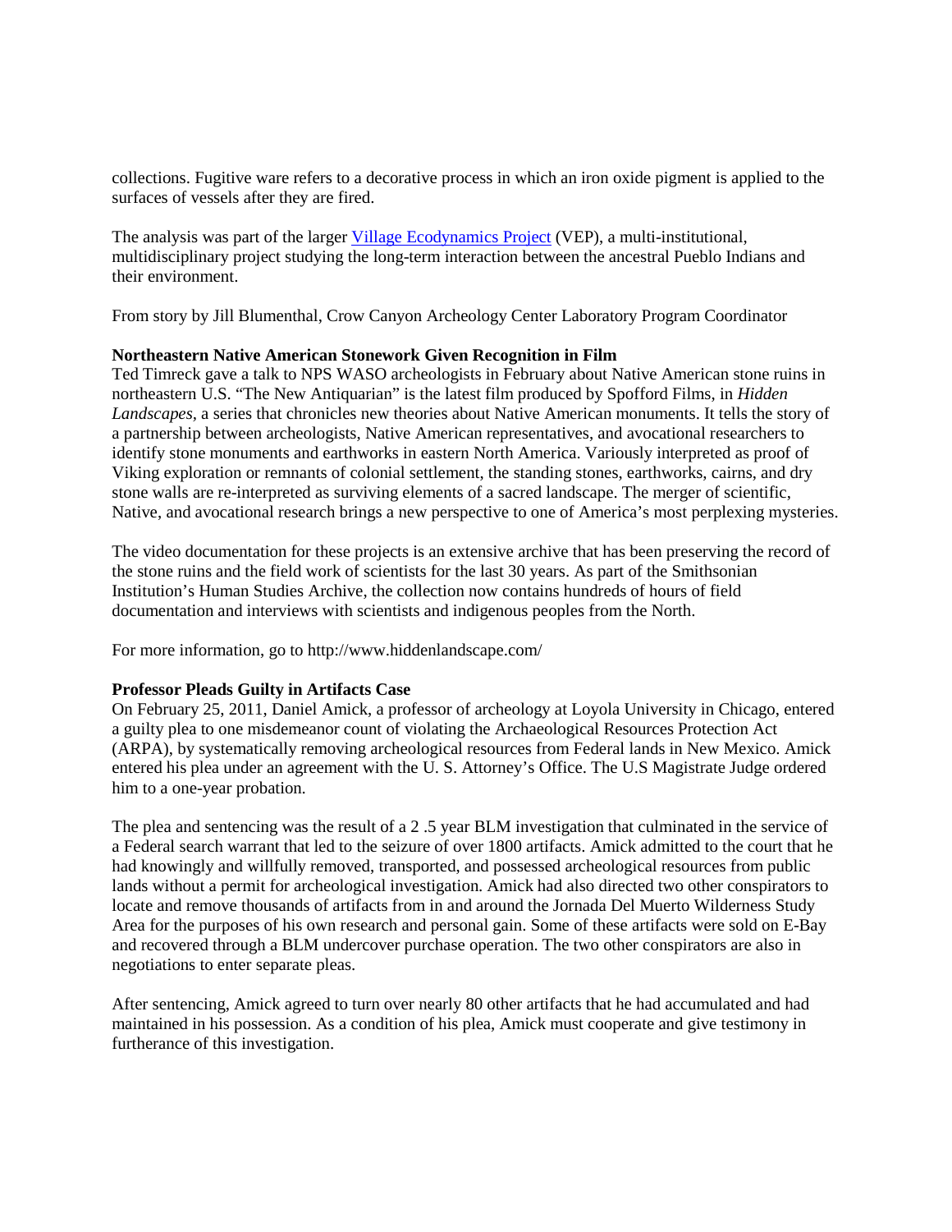collections. Fugitive ware refers to a decorative process in which an iron oxide pigment is applied to the surfaces of vessels after they are fired.

The analysis was part of the larger [Village Ecodynamics Project](Village Ecodynamics Project) (VEP), a multi-institutional, multidisciplinary project studying the long-term interaction between the ancestral Pueblo Indians and their environment.

From story by Jill Blumenthal, Crow Canyon Archeology Center Laboratory Program Coordinator

**Northeastern Native American Stonework Given Recognition in Film**

Ted Timreck gave a talk to NPS WASO archeologists in February about Native American stone ruins in northeastern U.S. "The New Antiquarian" is the latest film produced by Spofford Films, in *Hidden Landscapes*, a series that chronicles new theories about Native American monuments. It tells the story of a partnership between archeologists, Native American representatives, and avocational researchers to identify stone monuments and earthworks in eastern North America. Variously interpreted as proof of Viking exploration or remnants of colonial settlement, the standing stones, earthworks, cairns, and dry stone walls are re-interpreted as surviving elements of a sacred landscape. The merger of scientific, Native, and avocational research brings a new perspective to one of America's most perplexing mysteries.

The video documentation for these projects is an extensive archive that has been preserving the record of the stone ruins and the field work of scientists for the last 30 years. As part of the Smithsonian Institution's Human Studies Archive, the collection now contains hundreds of hours of field documentation and interviews with scientists and indigenous peoples from the North.

For more information, go to http://www.hiddenlandscape.com/

**Professor Pleads Guilty in Artifacts Case**

On February 25, 2011, Daniel Amick, a professor of archeology at Loyola University in Chicago, entered a guilty plea to one misdemeanor count of violating the Archaeological Resources Protection Act (ARPA), by systematically removing archeological resources from Federal lands in New Mexico. Amick entered his plea under an agreement with the U. S. Attorney's Office. The U.S Magistrate Judge ordered him to a one-year probation.

The plea and sentencing was the result of a 2 .5 year BLM investigation that culminated in the service of a Federal search warrant that led to the seizure of over 1800 artifacts. Amick admitted to the court that he had knowingly and willfully removed, transported, and possessed archeological resources from public lands without a permit for archeological investigation. Amick had also directed two other conspirators to locate and remove thousands of artifacts from in and around the Jornada Del Muerto Wilderness Study Area for the purposes of his own research and personal gain. Some of these artifacts were sold on E-Bay and recovered through a BLM undercover purchase operation. The two other conspirators are also in negotiations to enter separate pleas.

After sentencing, Amick agreed to turn over nearly 80 other artifacts that he had accumulated and had maintained in his possession. As a condition of his plea, Amick must cooperate and give testimony in furtherance of this investigation.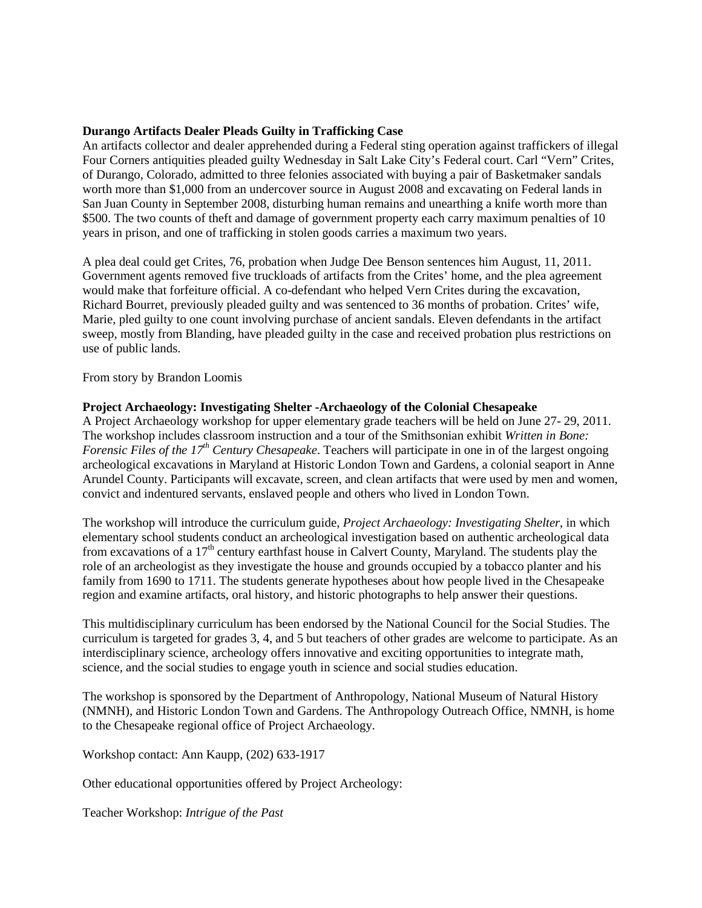**Durango Artifacts Dealer Pleads Guilty in Trafficking Case**

An artifacts collector and dealer apprehended during a Federal sting operation against traffickers of illegal Four Corners antiquities pleaded guilty Wednesday in Salt Lake City's Federal court. Carl "Vern" Crites, of Durango, Colorado, admitted to three felonies associated with buying a pair of Basketmaker sandals worth more than $1,000 from an undercover source in August 2008 and excavating on Federal lands in San Juan County in September 2008, disturbing human remains and unearthing a knife worth more than $500. The two counts of theft and damage of government property each carry maximum penalties of 10 years in prison, and one of trafficking in stolen goods carries a maximum two years.

A plea deal could get Crites, 76, probation when Judge Dee Benson sentences him August, 11, 2011. Government agents removed five truckloads of artifacts from the Crites' home, and the plea agreement would make that forfeiture official. A co-defendant who helped Vern Crites during the excavation, Richard Bourret, previously pleaded guilty and was sentenced to 36 months of probation. Crites' wife, Marie, pled guilty to one count involving purchase of ancient sandals. Eleven defendants in the artifact sweep, mostly from Blanding, have pleaded guilty in the case and received probation plus restrictions on use of public lands.

From story by Brandon Loomis

**Project Archaeology: Investigating Shelter -Archaeology of the Colonial Chesapeake**

A Project Archaeology workshop for upper elementary grade teachers will be held on June 27- 29, 2011. The workshop includes classroom instruction and a tour of the Smithsonian exhibit *Written in Bone: Forensic Files of the 17th Century Chesapeake*. Teachers will participate in one in of the largest ongoing archeological excavations in Maryland at Historic London Town and Gardens, a colonial seaport in Anne Arundel County. Participants will excavate, screen, and clean artifacts that were used by men and women, convict and indentured servants, enslaved people and others who lived in London Town.

The workshop will introduce the curriculum guide, *Project Archaeology: Investigating Shelter*, in which elementary school students conduct an archeological investigation based on authentic archeological data from excavations of a 17th century earthfast house in Calvert County, Maryland. The students play the role of an archeologist as they investigate the house and grounds occupied by a tobacco planter and his family from 1690 to 1711. The students generate hypotheses about how people lived in the Chesapeake region and examine artifacts, oral history, and historic photographs to help answer their questions.

This multidisciplinary curriculum has been endorsed by the National Council for the Social Studies. The curriculum is targeted for grades 3, 4, and 5 but teachers of other grades are welcome to participate. As an interdisciplinary science, archeology offers innovative and exciting opportunities to integrate math, science, and the social studies to engage youth in science and social studies education.

The workshop is sponsored by the Department of Anthropology, National Museum of Natural History (NMNH), and Historic London Town and Gardens. The Anthropology Outreach Office, NMNH, is home to the Chesapeake regional office of Project Archaeology.

Workshop contact: Ann Kaupp, (202) 633-1917

Other educational opportunities offered by Project Archeology:

Teacher Workshop: *Intrigue of the Past*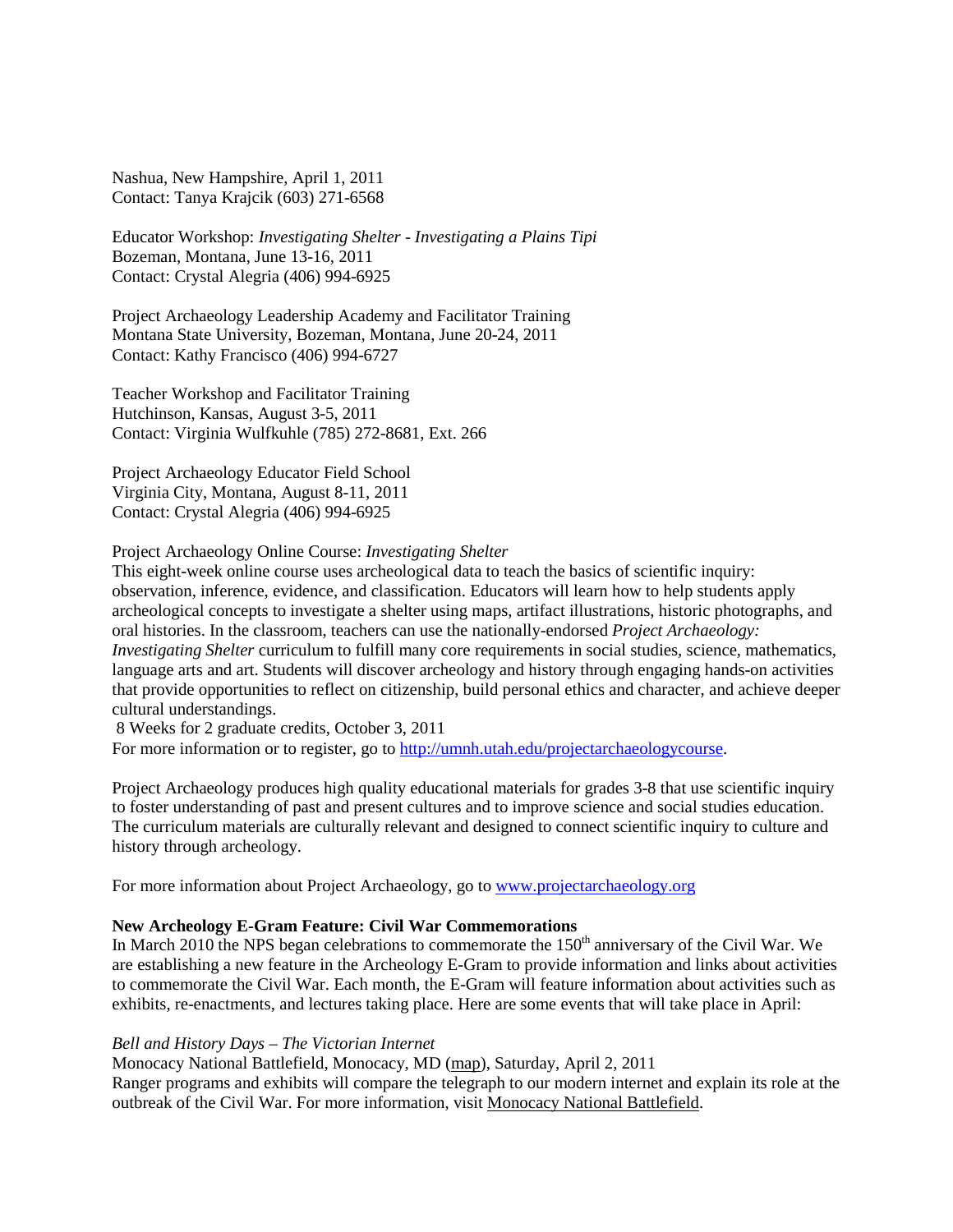Nashua, New Hampshire, April 1, 2011
Contact: Tanya Krajcik (603) 271-6568

Educator Workshop: *Investigating Shelter - Investigating a Plains Tipi*
Bozeman, Montana, June 13-16, 2011
Contact: Crystal Alegria (406) 994-6925

Project Archaeology Leadership Academy and Facilitator Training
Montana State University, Bozeman, Montana, June 20-24, 2011
Contact: Kathy Francisco (406) 994-6727

Teacher Workshop and Facilitator Training
Hutchinson, Kansas, August 3-5, 2011
Contact: Virginia Wulfkuhle (785) 272-8681, Ext. 266

Project Archaeology Educator Field School
Virginia City, Montana, August 8-11, 2011
Contact: Crystal Alegria (406) 994-6925

Project Archaeology Online Course: *Investigating Shelter*
This eight-week online course uses archeological data to teach the basics of scientific inquiry: observation, inference, evidence, and classification. Educators will learn how to help students apply archeological concepts to investigate a shelter using maps, artifact illustrations, historic photographs, and oral histories. In the classroom, teachers can use the nationally-endorsed *Project Archaeology: Investigating Shelter* curriculum to fulfill many core requirements in social studies, science, mathematics, language arts and art. Students will discover archeology and history through engaging hands-on activities that provide opportunities to reflect on citizenship, build personal ethics and character, and achieve deeper cultural understandings.
8 Weeks for 2 graduate credits, October 3, 2011
For more information or to register, go to [http://umnh.utah.edu/projectarchaeologycourse](http://umnh.utah.edu/projectarchaeologycourse).

Project Archaeology produces high quality educational materials for grades 3-8 that use scientific inquiry to foster understanding of past and present cultures and to improve science and social studies education. The curriculum materials are culturally relevant and designed to connect scientific inquiry to culture and history through archeology.

For more information about Project Archaeology, go to [www.projectarchaeology.org](http://www.projectarchaeology.org)

**New Archeology E-Gram Feature: Civil War Commemorations**
In March 2010 the NPS began celebrations to commemorate the 150th anniversary of the Civil War. We are establishing a new feature in the Archeology E-Gram to provide information and links about activities to commemorate the Civil War. Each month, the E-Gram will feature information about activities such as exhibits, re-enactments, and lectures taking place. Here are some events that will take place in April:

*Bell and History Days – The Victorian Internet*
Monocacy National Battlefield, Monocacy, MD (map), Saturday, April 2, 2011
Ranger programs and exhibits will compare the telegraph to our modern internet and explain its role at the outbreak of the Civil War. For more information, visit Monocacy National Battlefield.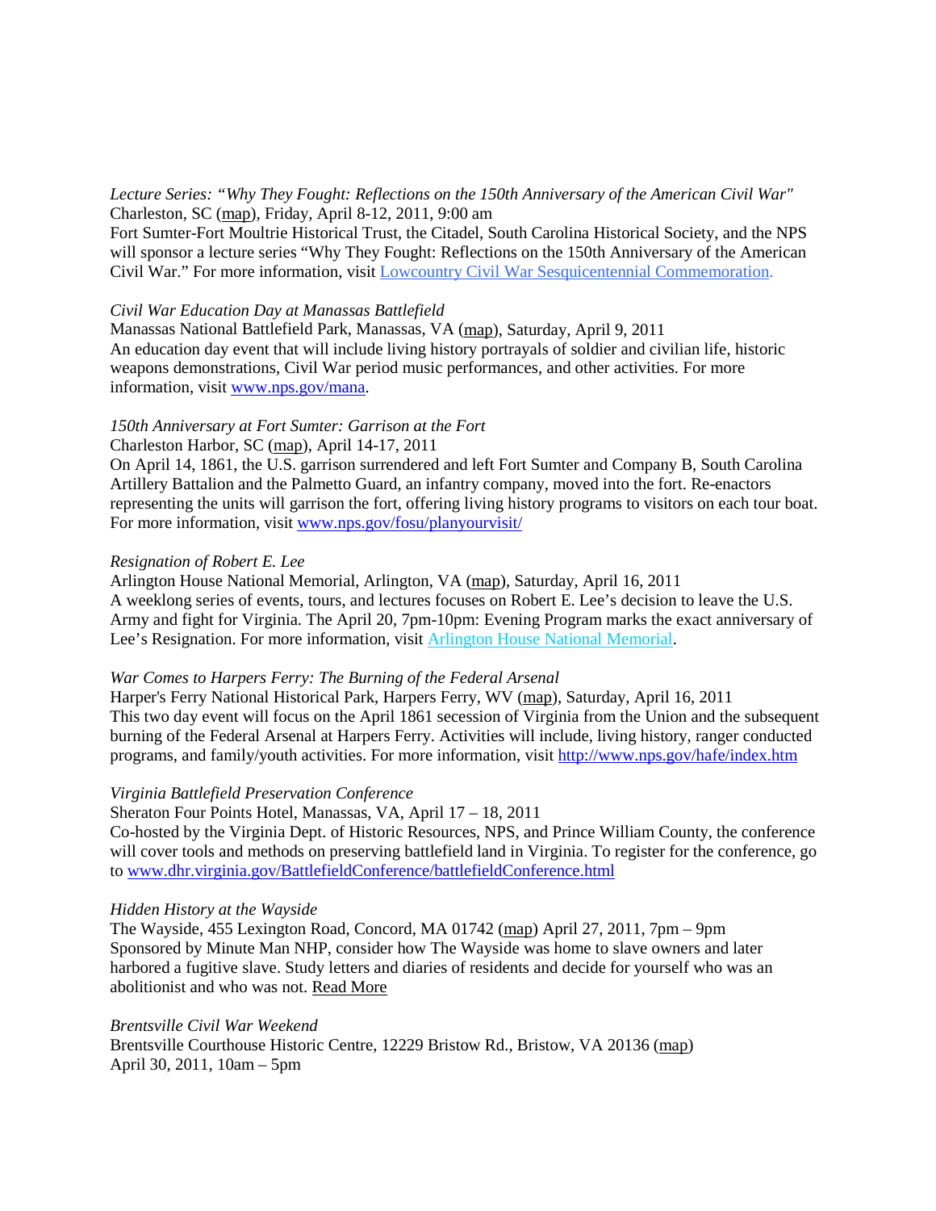*Lecture Series: "Why They Fought: Reflections on the 150th Anniversary of the American Civil War"*
Charleston, SC (map), Friday, April 8-12, 2011, 9:00 am
Fort Sumter-Fort Moultrie Historical Trust, the Citadel, South Carolina Historical Society, and the NPS will sponsor a lecture series "Why They Fought: Reflections on the 150th Anniversary of the American Civil War." For more information, visit Lowcountry Civil War Sesquicentennial Commemoration.

*Civil War Education Day at Manassas Battlefield*
Manassas National Battlefield Park, Manassas, VA (map), Saturday, April 9, 2011
An education day event that will include living history portrayals of soldier and civilian life, historic weapons demonstrations, Civil War period music performances, and other activities. For more information, visit www.nps.gov/mana.

*150th Anniversary at Fort Sumter: Garrison at the Fort*
Charleston Harbor, SC (map), April 14-17, 2011
On April 14, 1861, the U.S. garrison surrendered and left Fort Sumter and Company B, South Carolina Artillery Battalion and the Palmetto Guard, an infantry company, moved into the fort. Re-enactors representing the units will garrison the fort, offering living history programs to visitors on each tour boat. For more information, visit www.nps.gov/fosu/planyourvisit/

*Resignation of Robert E. Lee*
Arlington House National Memorial, Arlington, VA (map), Saturday, April 16, 2011
A weeklong series of events, tours, and lectures focuses on Robert E. Lee's decision to leave the U.S. Army and fight for Virginia. The April 20, 7pm-10pm: Evening Program marks the exact anniversary of Lee's Resignation. For more information, visit Arlington House National Memorial.

*War Comes to Harpers Ferry: The Burning of the Federal Arsenal*
Harper's Ferry National Historical Park, Harpers Ferry, WV (map), Saturday, April 16, 2011
This two day event will focus on the April 1861 secession of Virginia from the Union and the subsequent burning of the Federal Arsenal at Harpers Ferry. Activities will include, living history, ranger conducted programs, and family/youth activities. For more information, visit http://www.nps.gov/hafe/index.htm

*Virginia Battlefield Preservation Conference*
Sheraton Four Points Hotel, Manassas, VA, April 17 – 18, 2011
Co-hosted by the Virginia Dept. of Historic Resources, NPS, and Prince William County, the conference will cover tools and methods on preserving battlefield land in Virginia. To register for the conference, go to www.dhr.virginia.gov/BattlefieldConference/battlefieldConference.html

*Hidden History at the Wayside*
The Wayside, 455 Lexington Road, Concord, MA 01742 (map) April 27, 2011, 7pm – 9pm
Sponsored by Minute Man NHP, consider how The Wayside was home to slave owners and later harbored a fugitive slave. Study letters and diaries of residents and decide for yourself who was an abolitionist and who was not. Read More

*Brentsville Civil War Weekend*
Brentsville Courthouse Historic Centre, 12229 Bristow Rd., Bristow, VA 20136 (map)
April 30, 2011, 10am – 5pm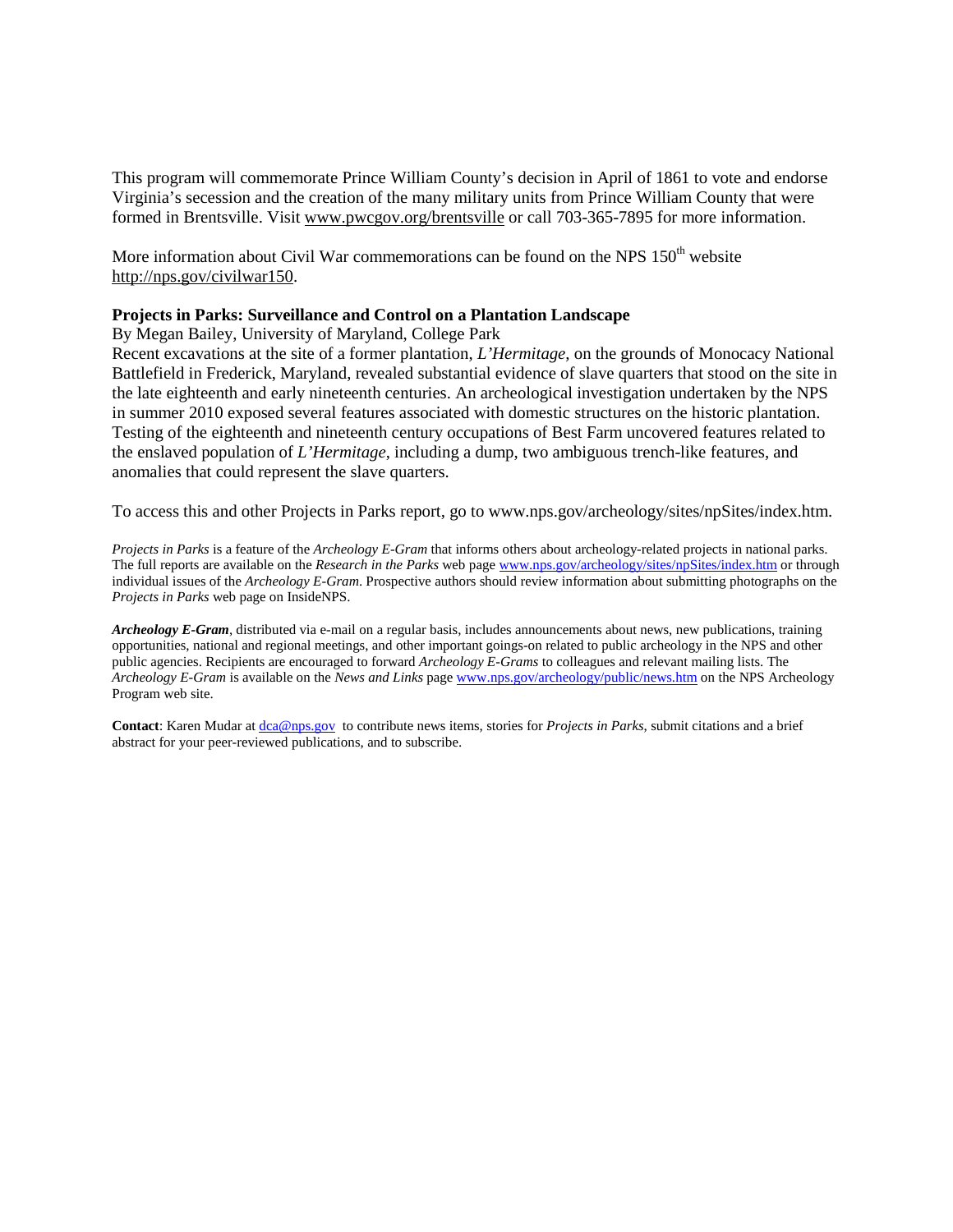This program will commemorate Prince William County's decision in April of 1861 to vote and endorse Virginia's secession and the creation of the many military units from Prince William County that were formed in Brentsville. Visit www.pwcgov.org/brentsville or call 703-365-7895 for more information.

More information about Civil War commemorations can be found on the NPS 150th website http://nps.gov/civilwar150.

**Projects in Parks: Surveillance and Control on a Plantation Landscape**

By Megan Bailey, University of Maryland, College Park

Recent excavations at the site of a former plantation, *L'Hermitage*, on the grounds of Monocacy National Battlefield in Frederick, Maryland, revealed substantial evidence of slave quarters that stood on the site in the late eighteenth and early nineteenth centuries. An archeological investigation undertaken by the NPS in summer 2010 exposed several features associated with domestic structures on the historic plantation. Testing of the eighteenth and nineteenth century occupations of Best Farm uncovered features related to the enslaved population of *L'Hermitage*, including a dump, two ambiguous trench-like features, and anomalies that could represent the slave quarters.

To access this and other Projects in Parks report, go to www.nps.gov/archeology/sites/npSites/index.htm.

*Projects in Parks* is a feature of the *Archeology E-Gram* that informs others about archeology-related projects in national parks. The full reports are available on the *Research in the Parks* web page www.nps.gov/archeology/sites/npSites/index.htm or through individual issues of the *Archeology E-Gram*. Prospective authors should review information about submitting photographs on the *Projects in Parks* web page on InsideNPS.

***Archeology E-Gram***, distributed via e-mail on a regular basis, includes announcements about news, new publications, training opportunities, national and regional meetings, and other important goings-on related to public archeology in the NPS and other public agencies. Recipients are encouraged to forward *Archeology E-Grams* to colleagues and relevant mailing lists. The *Archeology E-Gram* is available on the *News and Links* page www.nps.gov/archeology/public/news.htm on the NPS Archeology Program web site.

**Contact**: Karen Mudar at dca@nps.gov to contribute news items, stories for *Projects in Parks*, submit citations and a brief abstract for your peer-reviewed publications, and to subscribe.